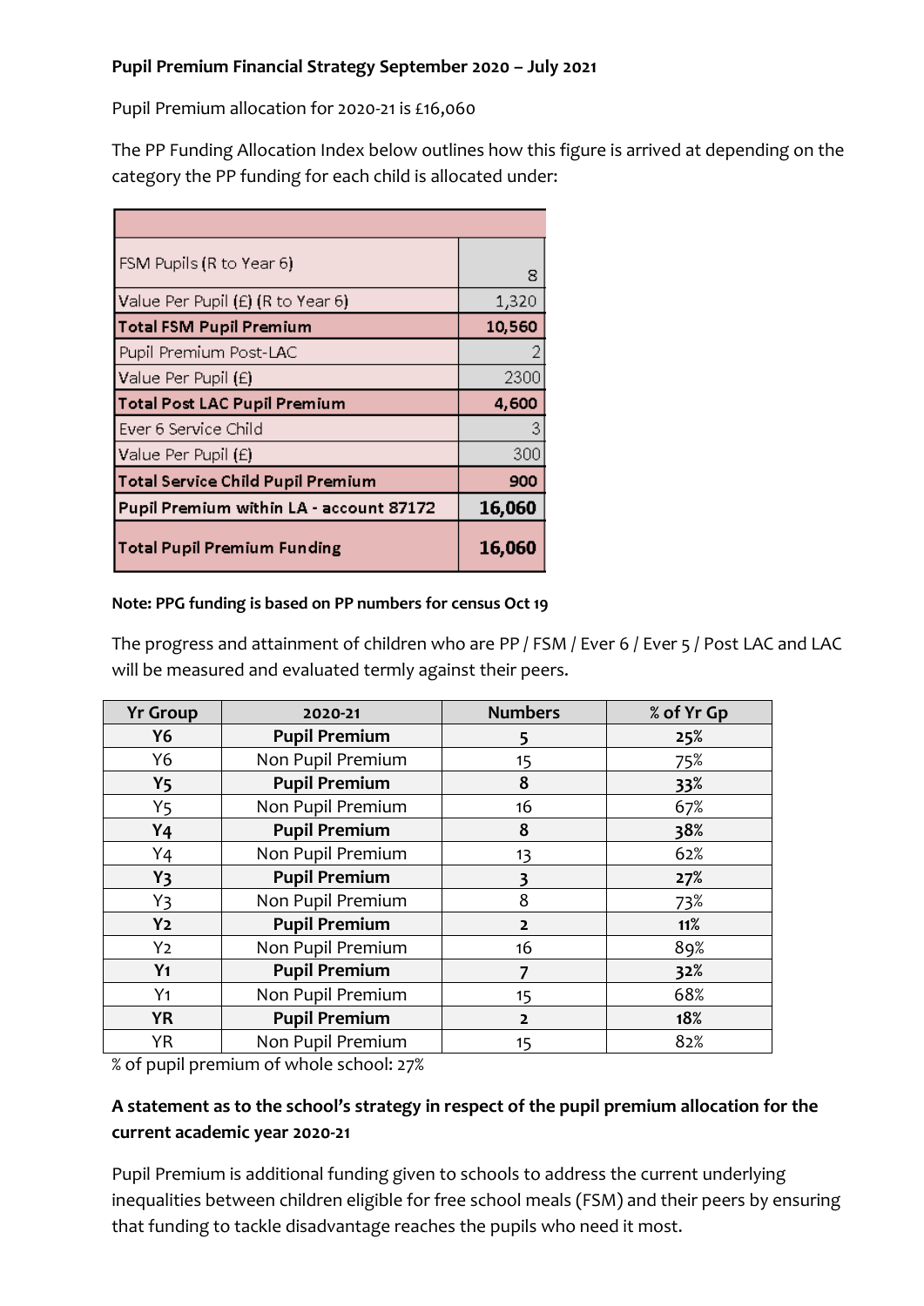**Pupil Premium Financial Strategy September 2020 – July 2021**

Pupil Premium allocation for 2020-21 is £16,060

The PP Funding Allocation Index below outlines how this figure is arrived at depending on the category the PP funding for each child is allocated under:

| | |
|---|---|
| FSM Pupils (R to Year 6) | 8 |
| Value Per Pupil (£) (R to Year 6) | 1,320 |
| **Total FSM Pupil Premium** | **10,560** |
| Pupil Premium Post-LAC | 2 |
| Value Per Pupil (£) | 2300 |
| **Total Post LAC Pupil Premium** | **4,600** |
| Ever 6 Service Child | 3 |
| Value Per Pupil (£) | 300 |
| **Total Service Child Pupil Premium** | **900** |
| **Pupil Premium within LA - account 87172** | **16,060** |
| **Total Pupil Premium Funding** | **16,060** |

**Note: PPG funding is based on PP numbers for census Oct 19**

The progress and attainment of children who are PP / FSM / Ever 6 / Ever 5 / Post LAC and LAC will be measured and evaluated termly against their peers.

| Yr Group | 2020-21 | Numbers | % of Yr Gp |
|---|---|---|---|
| **Y6** | **Pupil Premium** | **5** | **25%** |
| Y6 | Non Pupil Premium | 15 | 75% |
| **Y5** | **Pupil Premium** | **8** | **33%** |
| Y5 | Non Pupil Premium | 16 | 67% |
| **Y4** | **Pupil Premium** | **8** | **38%** |
| Y4 | Non Pupil Premium | 13 | 62% |
| **Y3** | **Pupil Premium** | **3** | **27%** |
| Y3 | Non Pupil Premium | 8 | 73% |
| **Y2** | **Pupil Premium** | **2** | **11%** |
| Y2 | Non Pupil Premium | 16 | 89% |
| **Y1** | **Pupil Premium** | **7** | **32%** |
| Y1 | Non Pupil Premium | 15 | 68% |
| **YR** | **Pupil Premium** | **2** | **18%** |
| YR | Non Pupil Premium | 15 | 82% |

% of pupil premium of whole school: 27%

**A statement as to the school's strategy in respect of the pupil premium allocation for the current academic year 2020-21**

Pupil Premium is additional funding given to schools to address the current underlying inequalities between children eligible for free school meals (FSM) and their peers by ensuring that funding to tackle disadvantage reaches the pupils who need it most.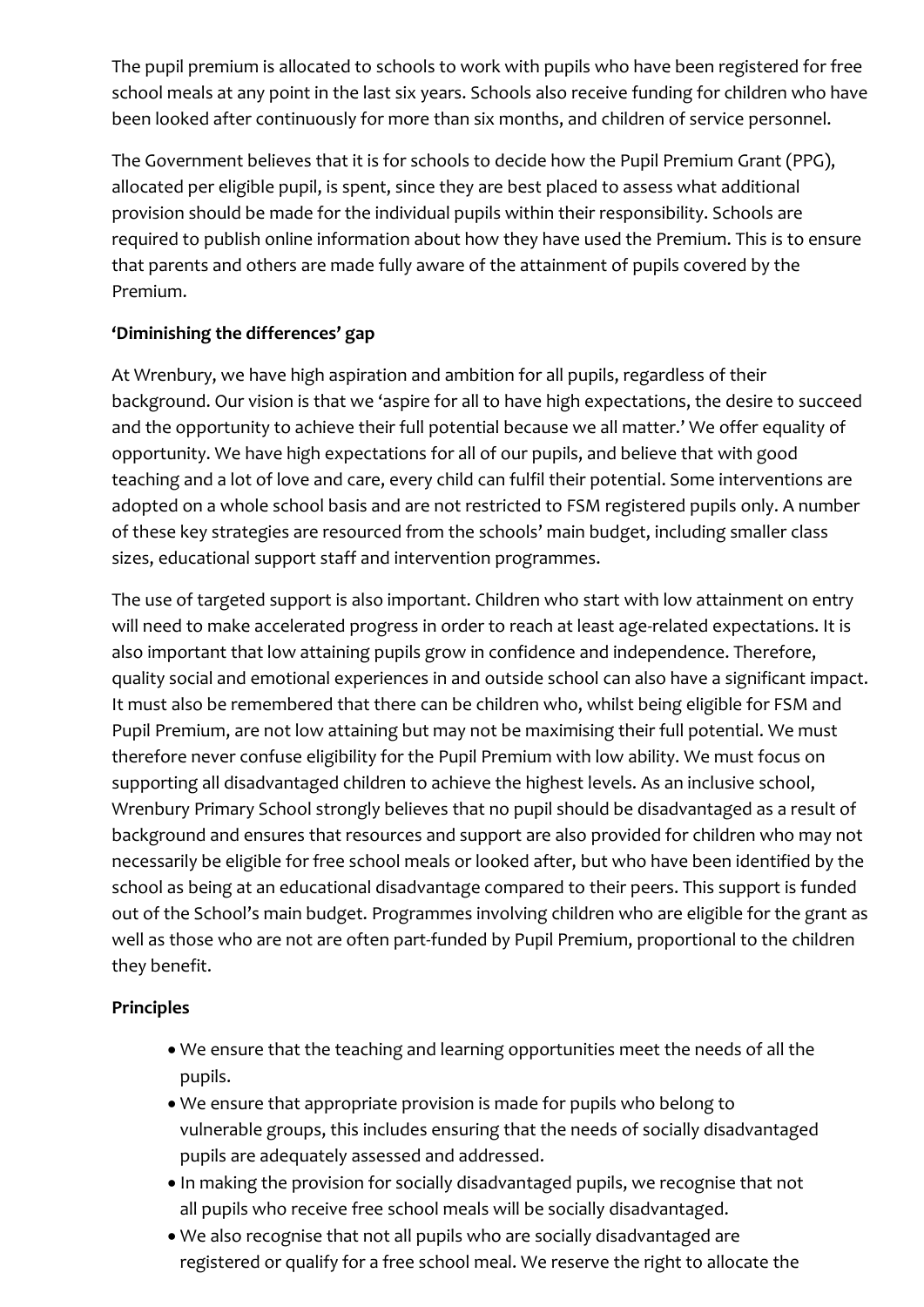The pupil premium is allocated to schools to work with pupils who have been registered for free school meals at any point in the last six years. Schools also receive funding for children who have been looked after continuously for more than six months, and children of service personnel.

The Government believes that it is for schools to decide how the Pupil Premium Grant (PPG), allocated per eligible pupil, is spent, since they are best placed to assess what additional provision should be made for the individual pupils within their responsibility. Schools are required to publish online information about how they have used the Premium. This is to ensure that parents and others are made fully aware of the attainment of pupils covered by the Premium.

**'Diminishing the differences' gap**

At Wrenbury, we have high aspiration and ambition for all pupils, regardless of their background. Our vision is that we 'aspire for all to have high expectations, the desire to succeed and the opportunity to achieve their full potential because we all matter.' We offer equality of opportunity. We have high expectations for all of our pupils, and believe that with good teaching and a lot of love and care, every child can fulfil their potential. Some interventions are adopted on a whole school basis and are not restricted to FSM registered pupils only. A number of these key strategies are resourced from the schools' main budget, including smaller class sizes, educational support staff and intervention programmes.

The use of targeted support is also important. Children who start with low attainment on entry will need to make accelerated progress in order to reach at least age-related expectations. It is also important that low attaining pupils grow in confidence and independence. Therefore, quality social and emotional experiences in and outside school can also have a significant impact. It must also be remembered that there can be children who, whilst being eligible for FSM and Pupil Premium, are not low attaining but may not be maximising their full potential. We must therefore never confuse eligibility for the Pupil Premium with low ability. We must focus on supporting all disadvantaged children to achieve the highest levels. As an inclusive school, Wrenbury Primary School strongly believes that no pupil should be disadvantaged as a result of background and ensures that resources and support are also provided for children who may not necessarily be eligible for free school meals or looked after, but who have been identified by the school as being at an educational disadvantage compared to their peers. This support is funded out of the School's main budget. Programmes involving children who are eligible for the grant as well as those who are not are often part-funded by Pupil Premium, proportional to the children they benefit.

**Principles**

- We ensure that the teaching and learning opportunities meet the needs of all the pupils.
- We ensure that appropriate provision is made for pupils who belong to vulnerable groups, this includes ensuring that the needs of socially disadvantaged pupils are adequately assessed and addressed.
- In making the provision for socially disadvantaged pupils, we recognise that not all pupils who receive free school meals will be socially disadvantaged.
- We also recognise that not all pupils who are socially disadvantaged are registered or qualify for a free school meal. We reserve the right to allocate the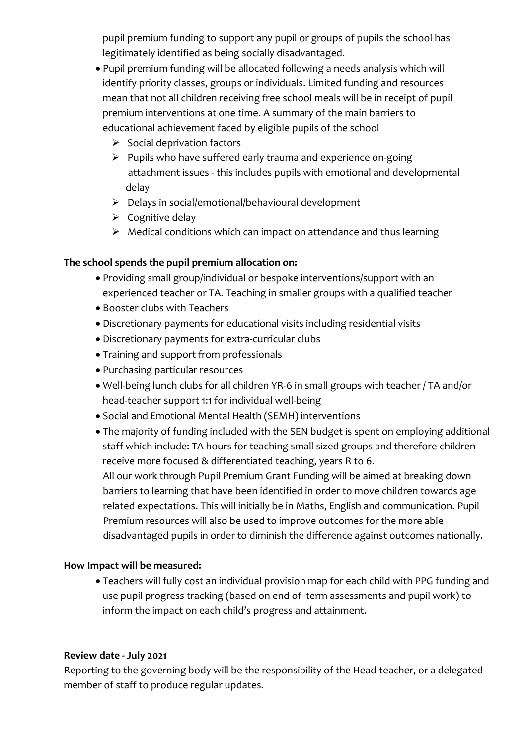pupil premium funding to support any pupil or groups of pupils the school has legitimately identified as being socially disadvantaged.

- Pupil premium funding will be allocated following a needs analysis which will identify priority classes, groups or individuals. Limited funding and resources mean that not all children receiving free school meals will be in receipt of pupil premium interventions at one time. A summary of the main barriers to educational achievement faced by eligible pupils of the school
    - Social deprivation factors
    - Pupils who have suffered early trauma and experience on-going attachment issues - this includes pupils with emotional and developmental delay
    - Delays in social/emotional/behavioural development
    - Cognitive delay
    - Medical conditions which can impact on attendance and thus learning

**The school spends the pupil premium allocation on:**

- Providing small group/individual or bespoke interventions/support with an experienced teacher or TA. Teaching in smaller groups with a qualified teacher
- Booster clubs with Teachers
- Discretionary payments for educational visits including residential visits
- Discretionary payments for extra-curricular clubs
- Training and support from professionals
- Purchasing particular resources
- Well-being lunch clubs for all children YR-6 in small groups with teacher / TA and/or head-teacher support 1:1 for individual well-being
- Social and Emotional Mental Health (SEMH) interventions
- The majority of funding included with the SEN budget is spent on employing additional staff which include: TA hours for teaching small sized groups and therefore children receive more focused & differentiated teaching, years R to 6.

  All our work through Pupil Premium Grant Funding will be aimed at breaking down barriers to learning that have been identified in order to move children towards age related expectations. This will initially be in Maths, English and communication. Pupil Premium resources will also be used to improve outcomes for the more able disadvantaged pupils in order to diminish the difference against outcomes nationally.

**How Impact will be measured:**

- Teachers will fully cost an individual provision map for each child with PPG funding and use pupil progress tracking (based on end of term assessments and pupil work) to inform the impact on each child's progress and attainment.

**Review date - July 2021**

Reporting to the governing body will be the responsibility of the Head-teacher, or a delegated member of staff to produce regular updates.